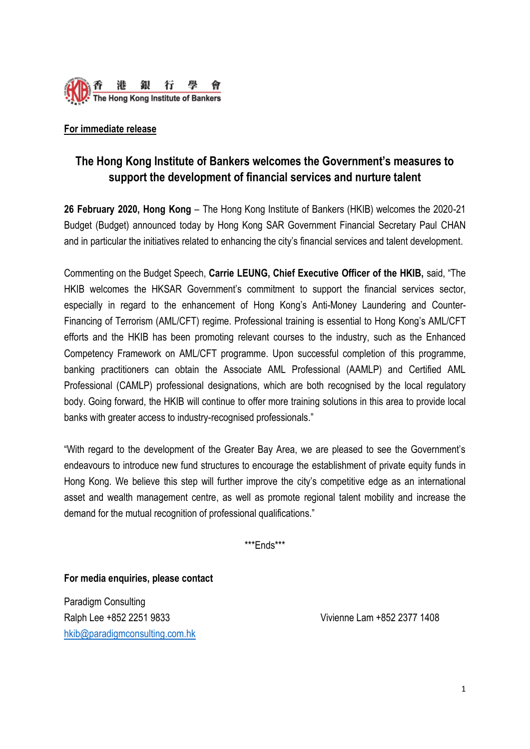香 港 銀 行 學 會
The Hong Kong Institute of Bankers

**<u>For immediate release</u>**

# The Hong Kong Institute of Bankers welcomes the Government's measures to support the development of financial services and nurture talent

**26 February 2020, Hong Kong** – The Hong Kong Institute of Bankers (HKIB) welcomes the 2020-21 Budget (Budget) announced today by Hong Kong SAR Government Financial Secretary Paul CHAN and in particular the initiatives related to enhancing the city's financial services and talent development.

Commenting on the Budget Speech, **Carrie LEUNG, Chief Executive Officer of the HKIB,** said, "The HKIB welcomes the HKSAR Government's commitment to support the financial services sector, especially in regard to the enhancement of Hong Kong's Anti-Money Laundering and Counter-Financing of Terrorism (AML/CFT) regime. Professional training is essential to Hong Kong's AML/CFT efforts and the HKIB has been promoting relevant courses to the industry, such as the Enhanced Competency Framework on AML/CFT programme. Upon successful completion of this programme, banking practitioners can obtain the Associate AML Professional (AAMLP) and Certified AML Professional (CAMLP) professional designations, which are both recognised by the local regulatory body. Going forward, the HKIB will continue to offer more training solutions in this area to provide local banks with greater access to industry-recognised professionals."

"With regard to the development of the Greater Bay Area, we are pleased to see the Government's endeavours to introduce new fund structures to encourage the establishment of private equity funds in Hong Kong. We believe this step will further improve the city's competitive edge as an international asset and wealth management centre, as well as promote regional talent mobility and increase the demand for the mutual recognition of professional qualifications."

***Ends***

**For media enquiries, please contact**

Paradigm Consulting
Ralph Lee +852 2251 9833
hkib@paradigmconsulting.com.hk

Vivienne Lam +852 2377 1408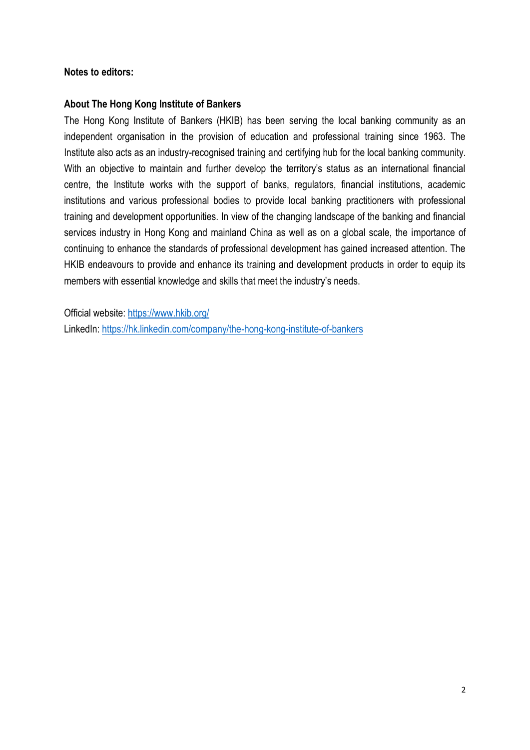**Notes to editors:**

**About The Hong Kong Institute of Bankers**

The Hong Kong Institute of Bankers (HKIB) has been serving the local banking community as an independent organisation in the provision of education and professional training since 1963. The Institute also acts as an industry-recognised training and certifying hub for the local banking community. With an objective to maintain and further develop the territory's status as an international financial centre, the Institute works with the support of banks, regulators, financial institutions, academic institutions and various professional bodies to provide local banking practitioners with professional training and development opportunities. In view of the changing landscape of the banking and financial services industry in Hong Kong and mainland China as well as on a global scale, the importance of continuing to enhance the standards of professional development has gained increased attention. The HKIB endeavours to provide and enhance its training and development products in order to equip its members with essential knowledge and skills that meet the industry's needs.

Official website: [https://www.hkib.org/](https://www.hkib.org/)
LinkedIn: [https://hk.linkedin.com/company/the-hong-kong-institute-of-bankers](https://hk.linkedin.com/company/the-hong-kong-institute-of-bankers)